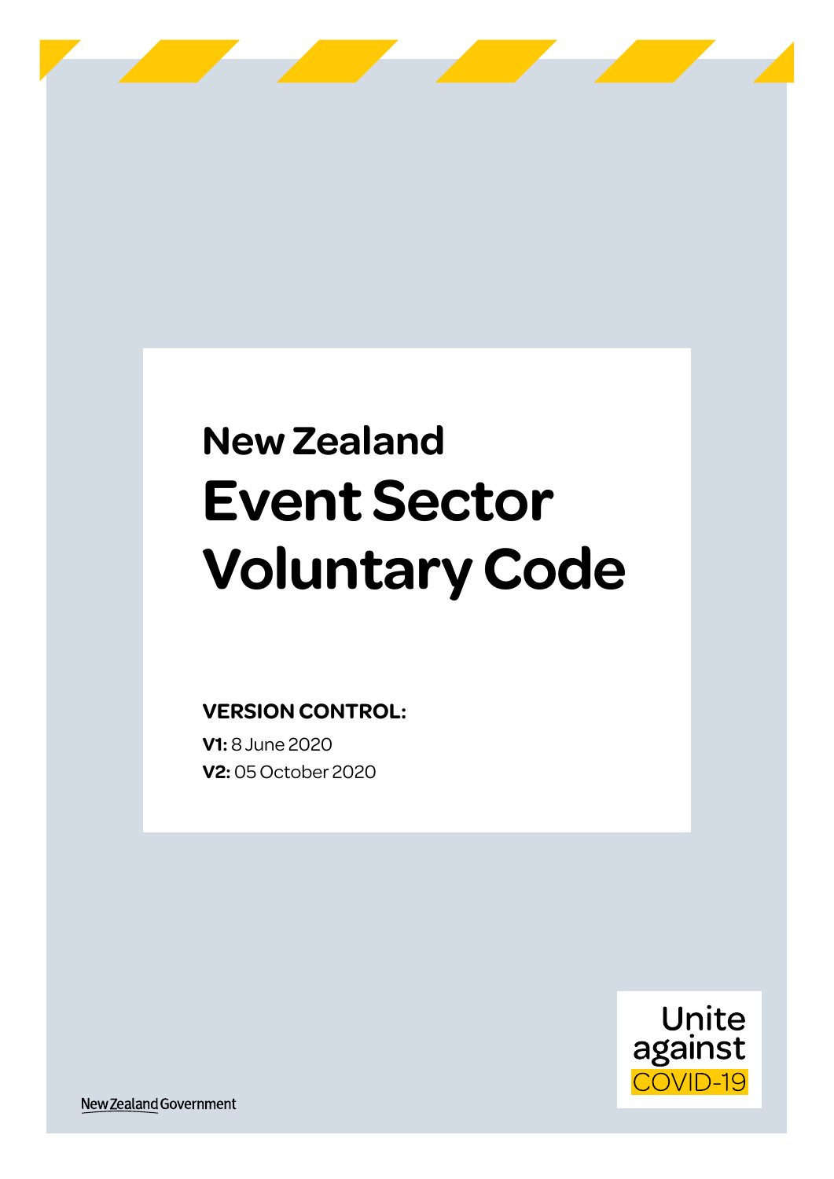# New Zealand Event Sector Voluntary Code

**VERSION CONTROL:**

**V1:** 8 June 2020

**V2:** 05 October 2020

Unite against COVID-19

New Zealand Government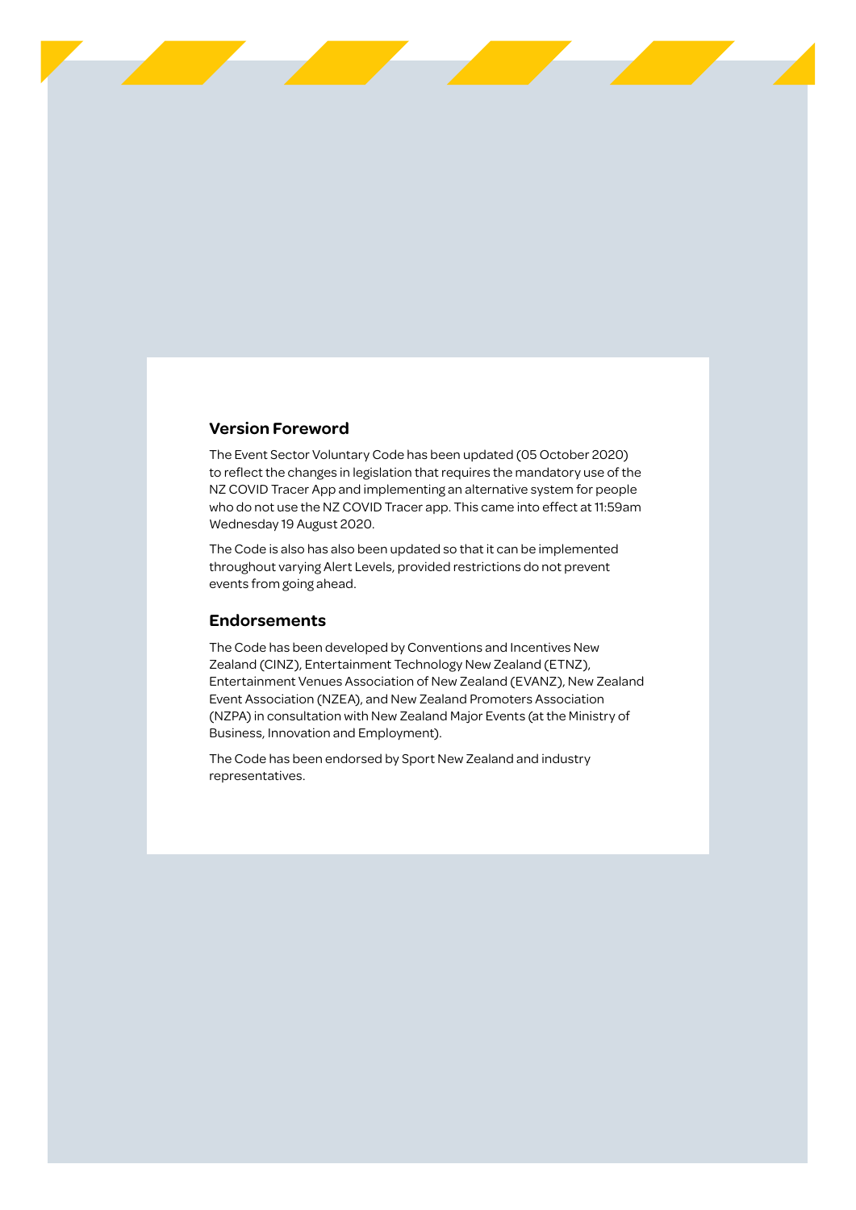## Version Foreword

The Event Sector Voluntary Code has been updated (05 October 2020) to reflect the changes in legislation that requires the mandatory use of the NZ COVID Tracer App and implementing an alternative system for people who do not use the NZ COVID Tracer app. This came into effect at 11:59am Wednesday 19 August 2020.

The Code is also has also been updated so that it can be implemented throughout varying Alert Levels, provided restrictions do not prevent events from going ahead.

## Endorsements

The Code has been developed by Conventions and Incentives New Zealand (CINZ), Entertainment Technology New Zealand (ETNZ), Entertainment Venues Association of New Zealand (EVANZ), New Zealand Event Association (NZEA), and New Zealand Promoters Association (NZPA) in consultation with New Zealand Major Events (at the Ministry of Business, Innovation and Employment).

The Code has been endorsed by Sport New Zealand and industry representatives.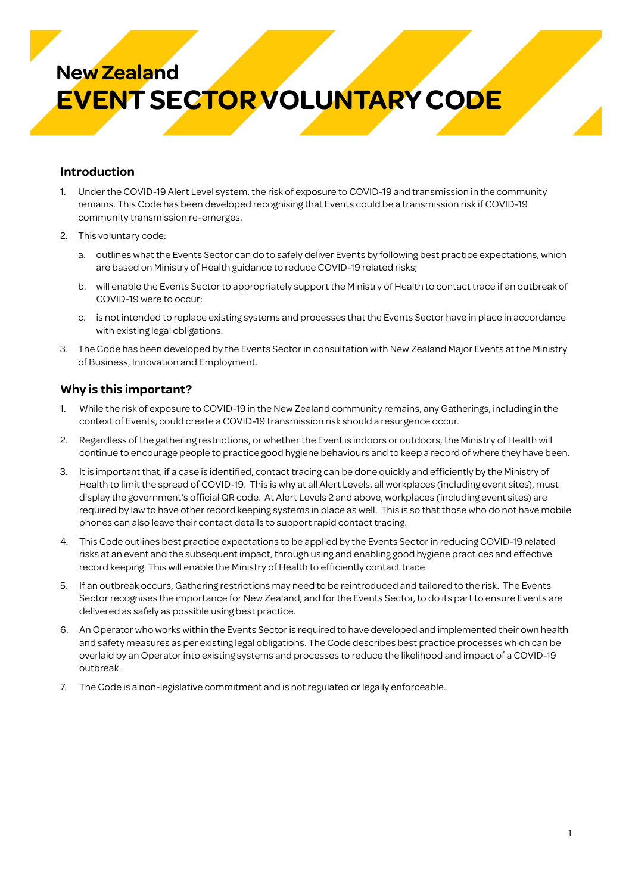# New Zealand
# EVENT SECTOR VOLUNTARY CODE

## Introduction

1. Under the COVID-19 Alert Level system, the risk of exposure to COVID-19 and transmission in the community remains. This Code has been developed recognising that Events could be a transmission risk if COVID-19 community transmission re-emerges.
2. This voluntary code:
   a. outlines what the Events Sector can do to safely deliver Events by following best practice expectations, which are based on Ministry of Health guidance to reduce COVID-19 related risks;
   b. will enable the Events Sector to appropriately support the Ministry of Health to contact trace if an outbreak of COVID-19 were to occur;
   c. is not intended to replace existing systems and processes that the Events Sector have in place in accordance with existing legal obligations.
3. The Code has been developed by the Events Sector in consultation with New Zealand Major Events at the Ministry of Business, Innovation and Employment.

## Why is this important?

1. While the risk of exposure to COVID-19 in the New Zealand community remains, any Gatherings, including in the context of Events, could create a COVID-19 transmission risk should a resurgence occur.
2. Regardless of the gathering restrictions, or whether the Event is indoors or outdoors, the Ministry of Health will continue to encourage people to practice good hygiene behaviours and to keep a record of where they have been.
3. It is important that, if a case is identified, contact tracing can be done quickly and efficiently by the Ministry of Health to limit the spread of COVID-19. This is why at all Alert Levels, all workplaces (including event sites), must display the government's official QR code. At Alert Levels 2 and above, workplaces (including event sites) are required by law to have other record keeping systems in place as well. This is so that those who do not have mobile phones can also leave their contact details to support rapid contact tracing.
4. This Code outlines best practice expectations to be applied by the Events Sector in reducing COVID-19 related risks at an event and the subsequent impact, through using and enabling good hygiene practices and effective record keeping. This will enable the Ministry of Health to efficiently contact trace.
5. If an outbreak occurs, Gathering restrictions may need to be reintroduced and tailored to the risk. The Events Sector recognises the importance for New Zealand, and for the Events Sector, to do its part to ensure Events are delivered as safely as possible using best practice.
6. An Operator who works within the Events Sector is required to have developed and implemented their own health and safety measures as per existing legal obligations. The Code describes best practice processes which can be overlaid by an Operator into existing systems and processes to reduce the likelihood and impact of a COVID-19 outbreak.
7. The Code is a non-legislative commitment and is not regulated or legally enforceable.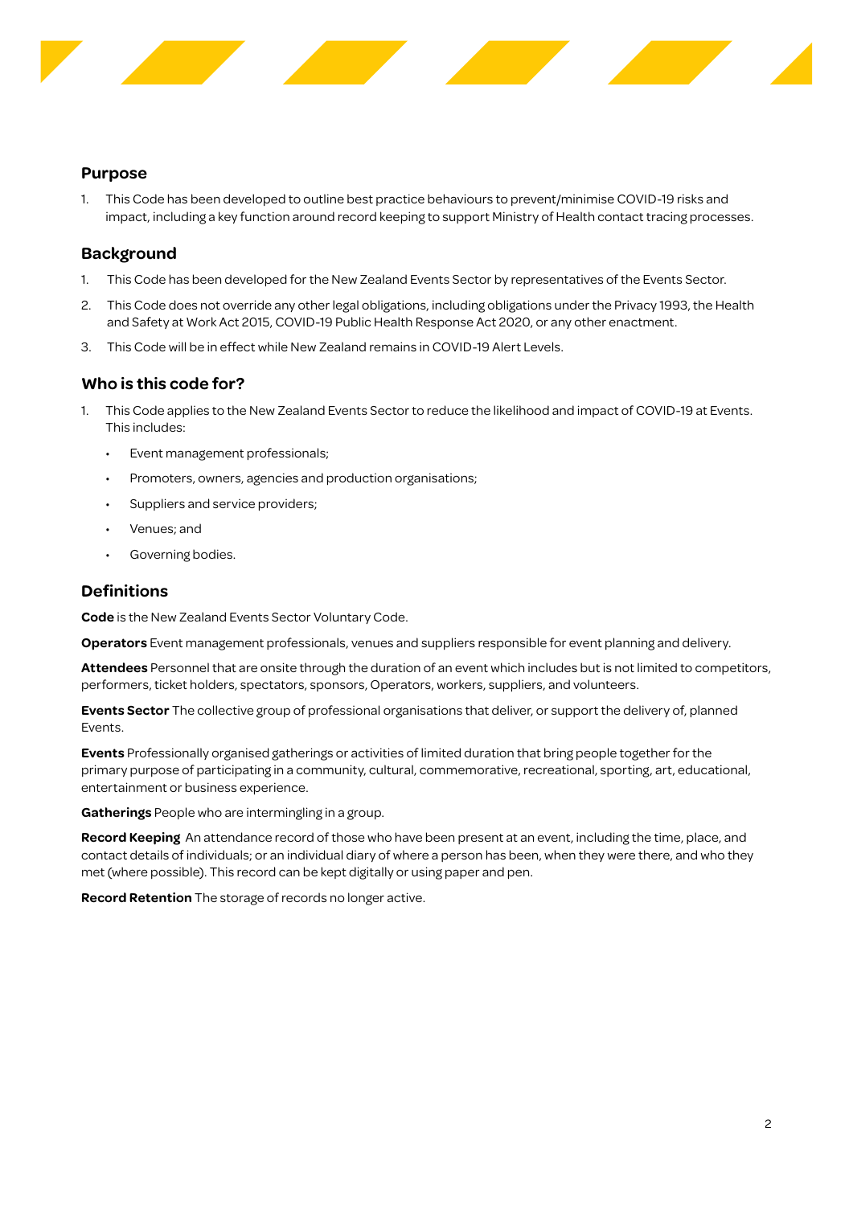## Purpose

1. This Code has been developed to outline best practice behaviours to prevent/minimise COVID-19 risks and impact, including a key function around record keeping to support Ministry of Health contact tracing processes.

## Background

1. This Code has been developed for the New Zealand Events Sector by representatives of the Events Sector.
2. This Code does not override any other legal obligations, including obligations under the Privacy 1993, the Health and Safety at Work Act 2015, COVID-19 Public Health Response Act 2020, or any other enactment.
3. This Code will be in effect while New Zealand remains in COVID-19 Alert Levels.

## Who is this code for?

1. This Code applies to the New Zealand Events Sector to reduce the likelihood and impact of COVID-19 at Events. This includes:
   - Event management professionals;
   - Promoters, owners, agencies and production organisations;
   - Suppliers and service providers;
   - Venues; and
   - Governing bodies.

## Definitions

**Code** is the New Zealand Events Sector Voluntary Code.

**Operators** Event management professionals, venues and suppliers responsible for event planning and delivery.

**Attendees** Personnel that are onsite through the duration of an event which includes but is not limited to competitors, performers, ticket holders, spectators, sponsors, Operators, workers, suppliers, and volunteers.

**Events Sector** The collective group of professional organisations that deliver, or support the delivery of, planned Events.

**Events** Professionally organised gatherings or activities of limited duration that bring people together for the primary purpose of participating in a community, cultural, commemorative, recreational, sporting, art, educational, entertainment or business experience.

**Gatherings** People who are intermingling in a group.

**Record Keeping** An attendance record of those who have been present at an event, including the time, place, and contact details of individuals; or an individual diary of where a person has been, when they were there, and who they met (where possible). This record can be kept digitally or using paper and pen.

**Record Retention** The storage of records no longer active.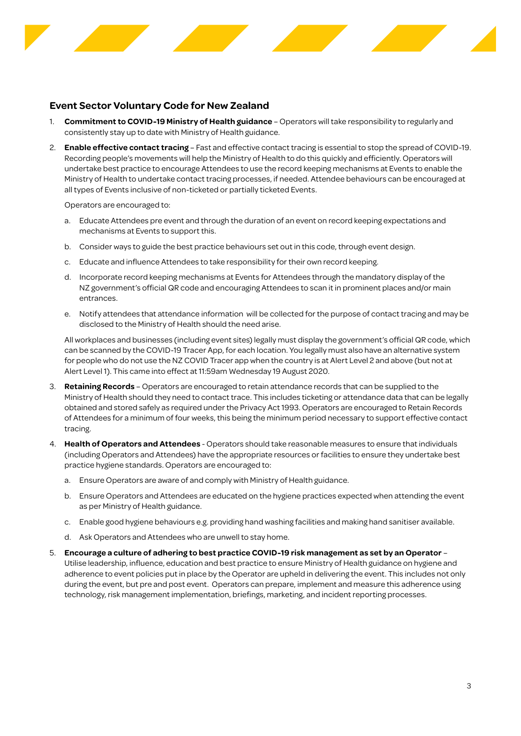## Event Sector Voluntary Code for New Zealand

1. **Commitment to COVID-19 Ministry of Health guidance** – Operators will take responsibility to regularly and consistently stay up to date with Ministry of Health guidance.

2. **Enable effective contact tracing** – Fast and effective contact tracing is essential to stop the spread of COVID-19. Recording people's movements will help the Ministry of Health to do this quickly and efficiently. Operators will undertake best practice to encourage Attendees to use the record keeping mechanisms at Events to enable the Ministry of Health to undertake contact tracing processes, if needed. Attendee behaviours can be encouraged at all types of Events inclusive of non-ticketed or partially ticketed Events.

   Operators are encouraged to:

   a. Educate Attendees pre event and through the duration of an event on record keeping expectations and mechanisms at Events to support this.

   b. Consider ways to guide the best practice behaviours set out in this code, through event design.

   c. Educate and influence Attendees to take responsibility for their own record keeping.

   d. Incorporate record keeping mechanisms at Events for Attendees through the mandatory display of the NZ government's official QR code and encouraging Attendees to scan it in prominent places and/or main entrances.

   e. Notify attendees that attendance information will be collected for the purpose of contact tracing and may be disclosed to the Ministry of Health should the need arise.

   All workplaces and businesses (including event sites) legally must display the government's official QR code, which can be scanned by the COVID-19 Tracer App, for each location. You legally must also have an alternative system for people who do not use the NZ COVID Tracer app when the country is at Alert Level 2 and above (but not at Alert Level 1). This came into effect at 11:59am Wednesday 19 August 2020.

3. **Retaining Records** – Operators are encouraged to retain attendance records that can be supplied to the Ministry of Health should they need to contact trace. This includes ticketing or attendance data that can be legally obtained and stored safely as required under the Privacy Act 1993. Operators are encouraged to Retain Records of Attendees for a minimum of four weeks, this being the minimum period necessary to support effective contact tracing.

4. **Health of Operators and Attendees** - Operators should take reasonable measures to ensure that individuals (including Operators and Attendees) have the appropriate resources or facilities to ensure they undertake best practice hygiene standards. Operators are encouraged to:

   a. Ensure Operators are aware of and comply with Ministry of Health guidance.

   b. Ensure Operators and Attendees are educated on the hygiene practices expected when attending the event as per Ministry of Health guidance.

   c. Enable good hygiene behaviours e.g. providing hand washing facilities and making hand sanitiser available.

   d. Ask Operators and Attendees who are unwell to stay home.

5. **Encourage a culture of adhering to best practice COVID-19 risk management as set by an Operator** – Utilise leadership, influence, education and best practice to ensure Ministry of Health guidance on hygiene and adherence to event policies put in place by the Operator are upheld in delivering the event. This includes not only during the event, but pre and post event. Operators can prepare, implement and measure this adherence using technology, risk management implementation, briefings, marketing, and incident reporting processes.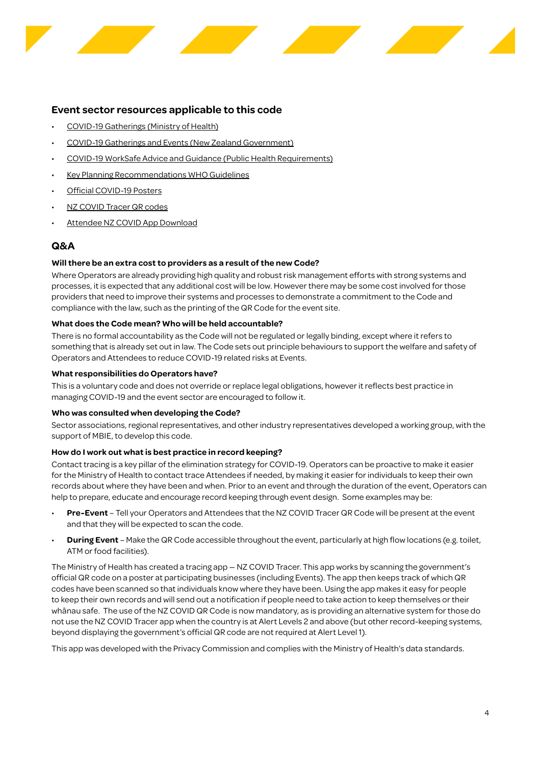## Event sector resources applicable to this code

- COVID-19 Gatherings (Ministry of Health)
- COVID-19 Gatherings and Events (New Zealand Government)
- COVID-19 WorkSafe Advice and Guidance (Public Health Requirements)
- Key Planning Recommendations WHO Guidelines
- Official COVID-19 Posters
- NZ COVID Tracer QR codes
- Attendee NZ COVID App Download

## Q&A

**Will there be an extra cost to providers as a result of the new Code?**

Where Operators are already providing high quality and robust risk management efforts with strong systems and processes, it is expected that any additional cost will be low. However there may be some cost involved for those providers that need to improve their systems and processes to demonstrate a commitment to the Code and compliance with the law, such as the printing of the QR Code for the event site.

**What does the Code mean? Who will be held accountable?**

There is no formal accountability as the Code will not be regulated or legally binding, except where it refers to something that is already set out in law. The Code sets out principle behaviours to support the welfare and safety of Operators and Attendees to reduce COVID-19 related risks at Events.

**What responsibilities do Operators have?**

This is a voluntary code and does not override or replace legal obligations, however it reflects best practice in managing COVID-19 and the event sector are encouraged to follow it.

**Who was consulted when developing the Code?**

Sector associations, regional representatives, and other industry representatives developed a working group, with the support of MBIE, to develop this code.

**How do I work out what is best practice in record keeping?**

Contact tracing is a key pillar of the elimination strategy for COVID-19. Operators can be proactive to make it easier for the Ministry of Health to contact trace Attendees if needed, by making it easier for individuals to keep their own records about where they have been and when. Prior to an event and through the duration of the event, Operators can help to prepare, educate and encourage record keeping through event design. Some examples may be:

- **Pre-Event** – Tell your Operators and Attendees that the NZ COVID Tracer QR Code will be present at the event and that they will be expected to scan the code.
- **During Event** – Make the QR Code accessible throughout the event, particularly at high flow locations (e.g. toilet, ATM or food facilities).

The Ministry of Health has created a tracing app — NZ COVID Tracer. This app works by scanning the government's official QR code on a poster at participating businesses (including Events). The app then keeps track of which QR codes have been scanned so that individuals know where they have been. Using the app makes it easy for people to keep their own records and will send out a notification if people need to take action to keep themselves or their whānau safe. The use of the NZ COVID QR Code is now mandatory, as is providing an alternative system for those do not use the NZ COVID Tracer app when the country is at Alert Levels 2 and above (but other record-keeping systems, beyond displaying the government's official QR code are not required at Alert Level 1).

This app was developed with the Privacy Commission and complies with the Ministry of Health's data standards.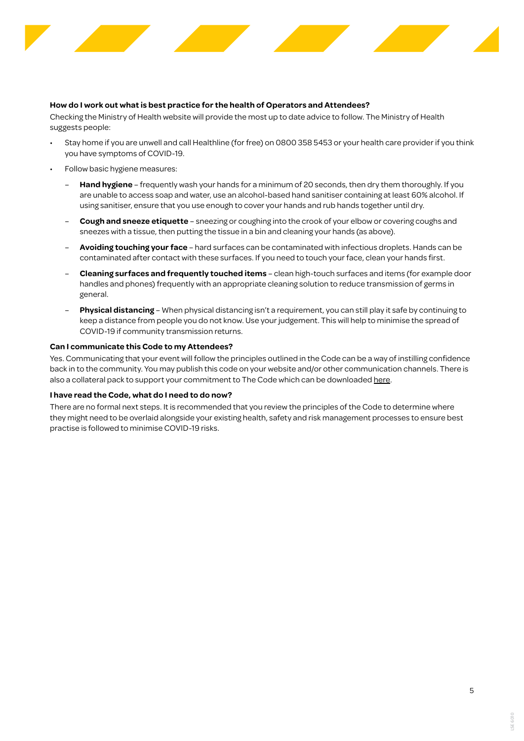**How do I work out what is best practice for the health of Operators and Attendees?**

Checking the Ministry of Health website will provide the most up to date advice to follow. The Ministry of Health suggests people:

- Stay home if you are unwell and call Healthline (for free) on 0800 358 5453 or your health care provider if you think you have symptoms of COVID-19.
- Follow basic hygiene measures:
  - **Hand hygiene** – frequently wash your hands for a minimum of 20 seconds, then dry them thoroughly. If you are unable to access soap and water, use an alcohol-based hand sanitiser containing at least 60% alcohol. If using sanitiser, ensure that you use enough to cover your hands and rub hands together until dry.
  - **Cough and sneeze etiquette** – sneezing or coughing into the crook of your elbow or covering coughs and sneezes with a tissue, then putting the tissue in a bin and cleaning your hands (as above).
  - **Avoiding touching your face** – hard surfaces can be contaminated with infectious droplets. Hands can be contaminated after contact with these surfaces. If you need to touch your face, clean your hands first.
  - **Cleaning surfaces and frequently touched items** – clean high-touch surfaces and items (for example door handles and phones) frequently with an appropriate cleaning solution to reduce transmission of germs in general.
  - **Physical distancing** – When physical distancing isn't a requirement, you can still play it safe by continuing to keep a distance from people you do not know. Use your judgement. This will help to minimise the spread of COVID-19 if community transmission returns.

**Can I communicate this Code to my Attendees?**

Yes. Communicating that your event will follow the principles outlined in the Code can be a way of instilling confidence back in to the community. You may publish this code on your website and/or other communication channels. There is also a collateral pack to support your commitment to The Code which can be downloaded here.

**I have read the Code, what do I need to do now?**

There are no formal next steps. It is recommended that you review the principles of the Code to determine where they might need to be overlaid alongside your existing health, safety and risk management processes to ensure best practise is followed to minimise COVID-19 risks.